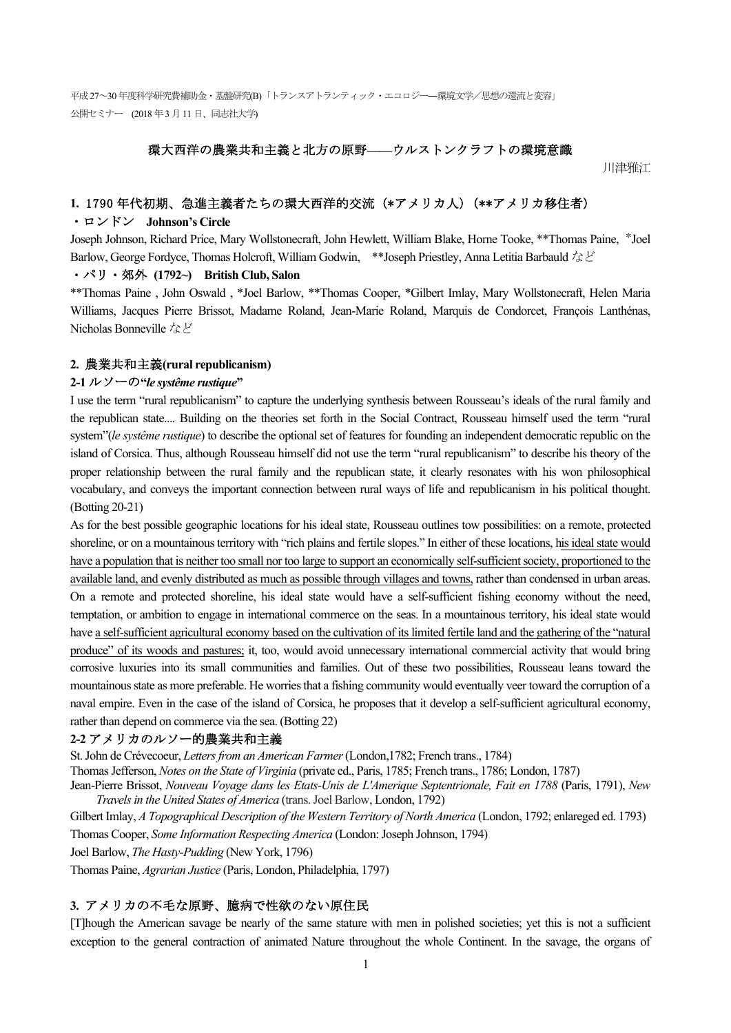平成27～30年度科学研究費補助金・基盤研究(B)「トランスアトランティック・エコロジー―環境文学／思想の還流と変容」
公開セミナー　(2018年3月11日、同志社大学)

# 環大西洋の農業共和主義と北方の原野――ウルストンクラフトの環境意識

川津雅江

## 1. 1790年代初期、急進主義者たちの環大西洋的交流（*アメリカ人）（**アメリカ移住者）

### ・ロンドン　Johnson's Circle

Joseph Johnson, Richard Price, Mary Wollstonecraft, John Hewlett, William Blake, Horne Tooke, **Thomas Paine, *Joel Barlow, George Fordyce, Thomas Holcroft, William Godwin, **Joseph Priestley, Anna Letitia Barbauld など

### ・パリ・郊外 (1792~)　British Club, Salon

**Thomas Paine , John Oswald , *Joel Barlow, **Thomas Cooper, *Gilbert Imlay, Mary Wollstonecraft, Helen Maria Williams, Jacques Pierre Brissot, Madame Roland, Jean-Marie Roland, Marquis de Condorcet, François Lanthénas, Nicholas Bonneville など

## 2. 農業共和主義(rural republicanism)

### 2-1 ルソーの"*le systême rustique*"

I use the term "rural republicanism" to capture the underlying synthesis between Rousseau's ideals of the rural family and the republican state.... Building on the theories set forth in the Social Contract, Rousseau himself used the term "rural system"(*le systême rustique*) to describe the optional set of features for founding an independent democratic republic on the island of Corsica. Thus, although Rousseau himself did not use the term "rural republicanism" to describe his theory of the proper relationship between the rural family and the republican state, it clearly resonates with his won philosophical vocabulary, and conveys the important connection between rural ways of life and republicanism in his political thought. (Botting 20-21)

As for the best possible geographic locations for his ideal state, Rousseau outlines tow possibilities: on a remote, protected shoreline, or on a mountainous territory with "rich plains and fertile slopes." In either of these locations, <u>his ideal state would have a population that is neither too small nor too large to support an economically self-sufficient society, proportioned to the available land, and evenly distributed as much as possible through villages and towns,</u> rather than condensed in urban areas. On a remote and protected shoreline, his ideal state would have a self-sufficient fishing economy without the need, temptation, or ambition to engage in international commerce on the seas. In a mountainous territory, his ideal state would have <u>a self-sufficient agricultural economy based on the cultivation of its limited fertile land and the gathering of the "natural produce" of its woods and pastures;</u> it, too, would avoid unnecessary international commercial activity that would bring corrosive luxuries into its small communities and families. Out of these two possibilities, Rousseau leans toward the mountainous state as more preferable. He worries that a fishing community would eventually veer toward the corruption of a naval empire. Even in the case of the island of Corsica, he proposes that it develop a self-sufficient agricultural economy, rather than depend on commerce via the sea. (Botting 22)

### 2-2 アメリカのルソー的農業共和主義

St. John de Crévecoeur, *Letters from an American Farmer* (London,1782; French trans., 1784)

Thomas Jefferson, *Notes on the State of Virginia* (private ed., Paris, 1785; French trans., 1786; London, 1787)

Jean-Pierre Brissot, *Nouveau Voyage dans les Etats-Unis de L'Amerique Septentrionale, Fait en 1788* (Paris, 1791), *New Travels in the United States of America* (trans. Joel Barlow, London, 1792)

Gilbert Imlay, *A Topographical Description of the Western Territory of North America* (London, 1792; enlareged ed. 1793)

Thomas Cooper, *Some Information Respecting America* (London: Joseph Johnson, 1794)

Joel Barlow, *The Hasty-Pudding* (New York, 1796)

Thomas Paine, *Agrarian Justice* (Paris, London, Philadelphia, 1797)

## 3. アメリカの不毛な原野、臆病で性欲のない原住民

[T]hough the American savage be nearly of the same stature with men in polished societies; yet this is not a sufficient exception to the general contraction of animated Nature throughout the whole Continent. In the savage, the organs of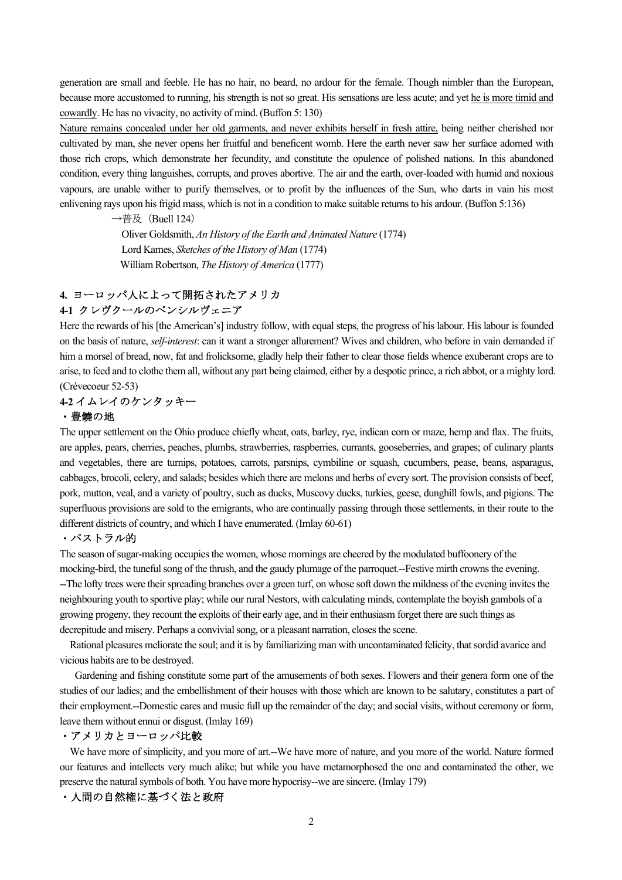generation are small and feeble. He has no hair, no beard, no ardour for the female. Though nimbler than the European, because more accustomed to running, his strength is not so great. His sensations are less acute; and yet <u>he is more timid and cowardly</u>. He has no vivacity, no activity of mind. (Buffon 5: 130)

<u>Nature remains concealed under her old garments, and never exhibits herself in fresh attire,</u> being neither cherished nor cultivated by man, she never opens her fruitful and beneficent womb. Here the earth never saw her surface adorned with those rich crops, which demonstrate her fecundity, and constitute the opulence of polished nations. In this abandoned condition, every thing languishes, corrupts, and proves abortive. The air and the earth, over-loaded with humid and noxious vapours, are unable wither to purify themselves, or to profit by the influences of the Sun, who darts in vain his most enlivening rays upon his frigid mass, which is not in a condition to make suitable returns to his ardour. (Buffon 5:136)

→普及（Buell 124）

Oliver Goldsmith, *An History of the Earth and Animated Nature* (1774)
Lord Kames, *Sketches of the History of Man* (1774)
William Robertson, *The History of America* (1777)

### 4. ヨーロッパ人によって開拓されたアメリカ

#### 4-1 クレヴクールのペンシルヴェニア

Here the rewards of his [the American's] industry follow, with equal steps, the progress of his labour. His labour is founded on the basis of nature, *self-interest*: can it want a stronger allurement? Wives and children, who before in vain demanded if him a morsel of bread, now, fat and frolicksome, gladly help their father to clear those fields whence exuberant crops are to arise, to feed and to clothe them all, without any part being claimed, either by a despotic prince, a rich abbot, or a mighty lord. (Crévecoeur 52-53)

#### 4-2 イムレイのケンタッキー

・豊饒の地

The upper settlement on the Ohio produce chiefly wheat, oats, barley, rye, indican corn or maze, hemp and flax. The fruits, are apples, pears, cherries, peaches, plumbs, strawberries, raspberries, currants, gooseberries, and grapes; of culinary plants and vegetables, there are turnips, potatoes, carrots, parsnips, cymbiline or squash, cucumbers, pease, beans, asparagus, cabbages, brocoli, celery, and salads; besides which there are melons and herbs of every sort. The provision consists of beef, pork, mutton, veal, and a variety of poultry, such as ducks, Muscovy ducks, turkies, geese, dunghill fowls, and pigions. The superfluous provisions are sold to the emigrants, who are continually passing through those settlements, in their route to the different districts of country, and which I have enumerated. (Imlay 60-61)

・パストラル的

The season of sugar-making occupies the women, whose mornings are cheered by the modulated buffoonery of the mocking-bird, the tuneful song of the thrush, and the gaudy plumage of the parroquet.--Festive mirth crowns the evening. --The lofty trees were their spreading branches over a green turf, on whose soft down the mildness of the evening invites the neighbouring youth to sportive play; while our rural Nestors, with calculating minds, contemplate the boyish gambols of a growing progeny, they recount the exploits of their early age, and in their enthusiasm forget there are such things as decrepitude and misery. Perhaps a convivial song, or a pleasant narration, closes the scene.

Rational pleasures meliorate the soul; and it is by familiarizing man with uncontaminated felicity, that sordid avarice and vicious habits are to be destroyed.

Gardening and fishing constitute some part of the amusements of both sexes. Flowers and their genera form one of the studies of our ladies; and the embellishment of their houses with those which are known to be salutary, constitutes a part of their employment.--Domestic cares and music full up the remainder of the day; and social visits, without ceremony or form, leave them without ennui or disgust. (Imlay 169)

・アメリカとヨーロッパ比較

We have more of simplicity, and you more of art.--We have more of nature, and you more of the world. Nature formed our features and intellects very much alike; but while you have metamorphosed the one and contaminated the other, we preserve the natural symbols of both. You have more hypocrisy--we are sincere. (Imlay 179)

・人間の自然権に基づく法と政府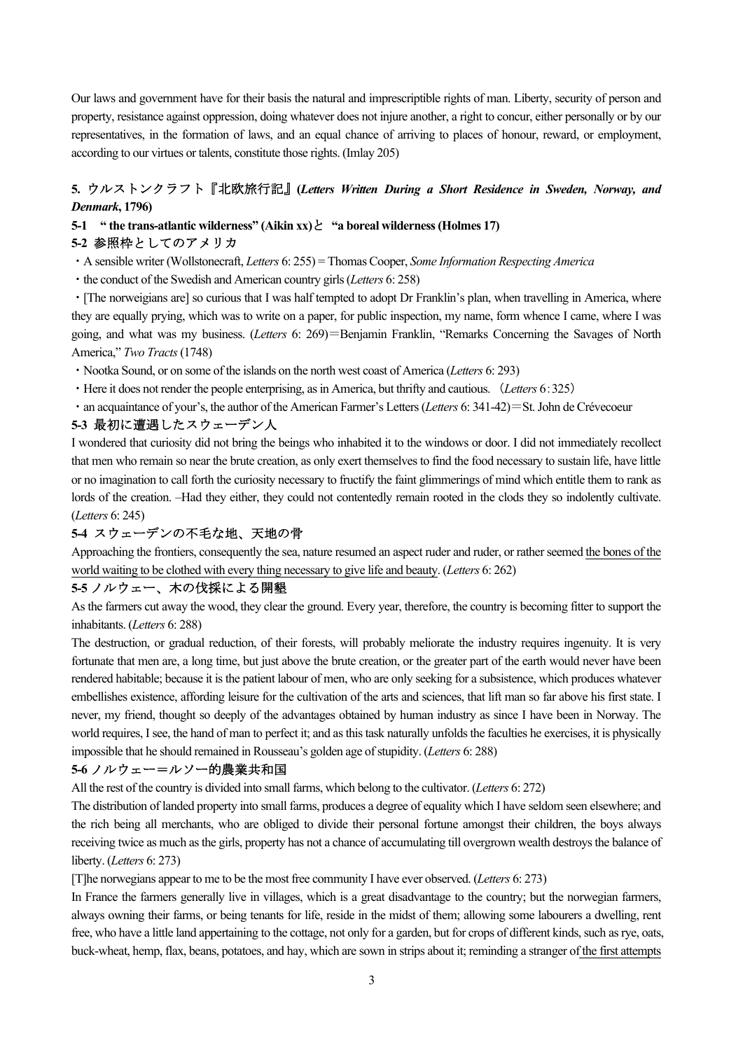Our laws and government have for their basis the natural and imprescriptible rights of man. Liberty, security of person and property, resistance against oppression, doing whatever does not injure another, a right to concur, either personally or by our representatives, in the formation of laws, and an equal chance of arriving to places of honour, reward, or employment, according to our virtues or talents, constitute those rights. (Imlay 205)

## 5. ウルストンクラフト『北欧旅行記』(*Letters Written During a Short Residence in Sweden, Norway, and Denmark*, 1796)

### 5-1 " the trans-atlantic wilderness" (Aikin xx)と "a boreal wilderness (Holmes 17)

### 5-2 参照枠としてのアメリカ

・A sensible writer (Wollstonecraft, *Letters* 6: 255) = Thomas Cooper, *Some Information Respecting America*

・the conduct of the Swedish and American country girls (*Letters* 6: 258)

・[The norweigians are] so curious that I was half tempted to adopt Dr Franklin's plan, when travelling in America, where they are equally prying, which was to write on a paper, for public inspection, my name, form whence I came, where I was going, and what was my business. (*Letters* 6: 269)＝Benjamin Franklin, "Remarks Concerning the Savages of North America," *Two Tracts* (1748)

・Nootka Sound, or on some of the islands on the north west coast of America (*Letters* 6: 293)

・Here it does not render the people enterprising, as in America, but thrifty and cautious. (*Letters* 6 : 325)

・an acquaintance of your's, the author of the American Farmer's Letters (*Letters* 6: 341-42)＝St. John de Crévecoeur

### 5-3 最初に遭遇したスウェーデン人

I wondered that curiosity did not bring the beings who inhabited it to the windows or door. I did not immediately recollect that men who remain so near the brute creation, as only exert themselves to find the food necessary to sustain life, have little or no imagination to call forth the curiosity necessary to fructify the faint glimmerings of mind which entitle them to rank as lords of the creation. –Had they either, they could not contentedly remain rooted in the clods they so indolently cultivate. (*Letters* 6: 245)

### 5-4 スウェーデンの不毛な地、天地の骨

Approaching the frontiers, consequently the sea, nature resumed an aspect ruder and ruder, or rather seemed <u>the bones of the world waiting to be clothed with every thing necessary to give life and beauty</u>. (*Letters* 6: 262)

### 5-5 ノルウェー、木の伐採による開墾

As the farmers cut away the wood, they clear the ground. Every year, therefore, the country is becoming fitter to support the inhabitants. (*Letters* 6: 288)

The destruction, or gradual reduction, of their forests, will probably meliorate the industry requires ingenuity. It is very fortunate that men are, a long time, but just above the brute creation, or the greater part of the earth would never have been rendered habitable; because it is the patient labour of men, who are only seeking for a subsistence, which produces whatever embellishes existence, affording leisure for the cultivation of the arts and sciences, that lift man so far above his first state. I never, my friend, thought so deeply of the advantages obtained by human industry as since I have been in Norway. The world requires, I see, the hand of man to perfect it; and as this task naturally unfolds the faculties he exercises, it is physically impossible that he should remained in Rousseau's golden age of stupidity. (*Letters* 6: 288)

### 5-6 ノルウェー＝ルソー的農業共和国

All the rest of the country is divided into small farms, which belong to the cultivator. (*Letters* 6: 272)

The distribution of landed property into small farms, produces a degree of equality which I have seldom seen elsewhere; and the rich being all merchants, who are obliged to divide their personal fortune amongst their children, the boys always receiving twice as much as the girls, property has not a chance of accumulating till overgrown wealth destroys the balance of liberty. (*Letters* 6: 273)

[T]he norwegians appear to me to be the most free community I have ever observed. (*Letters* 6: 273)

In France the farmers generally live in villages, which is a great disadvantage to the country; but the norwegian farmers, always owning their farms, or being tenants for life, reside in the midst of them; allowing some labourers a dwelling, rent free, who have a little land appertaining to the cottage, not only for a garden, but for crops of different kinds, such as rye, oats, buck-wheat, hemp, flax, beans, potatoes, and hay, which are sown in strips about it; reminding a stranger of <u>the first attempts</u>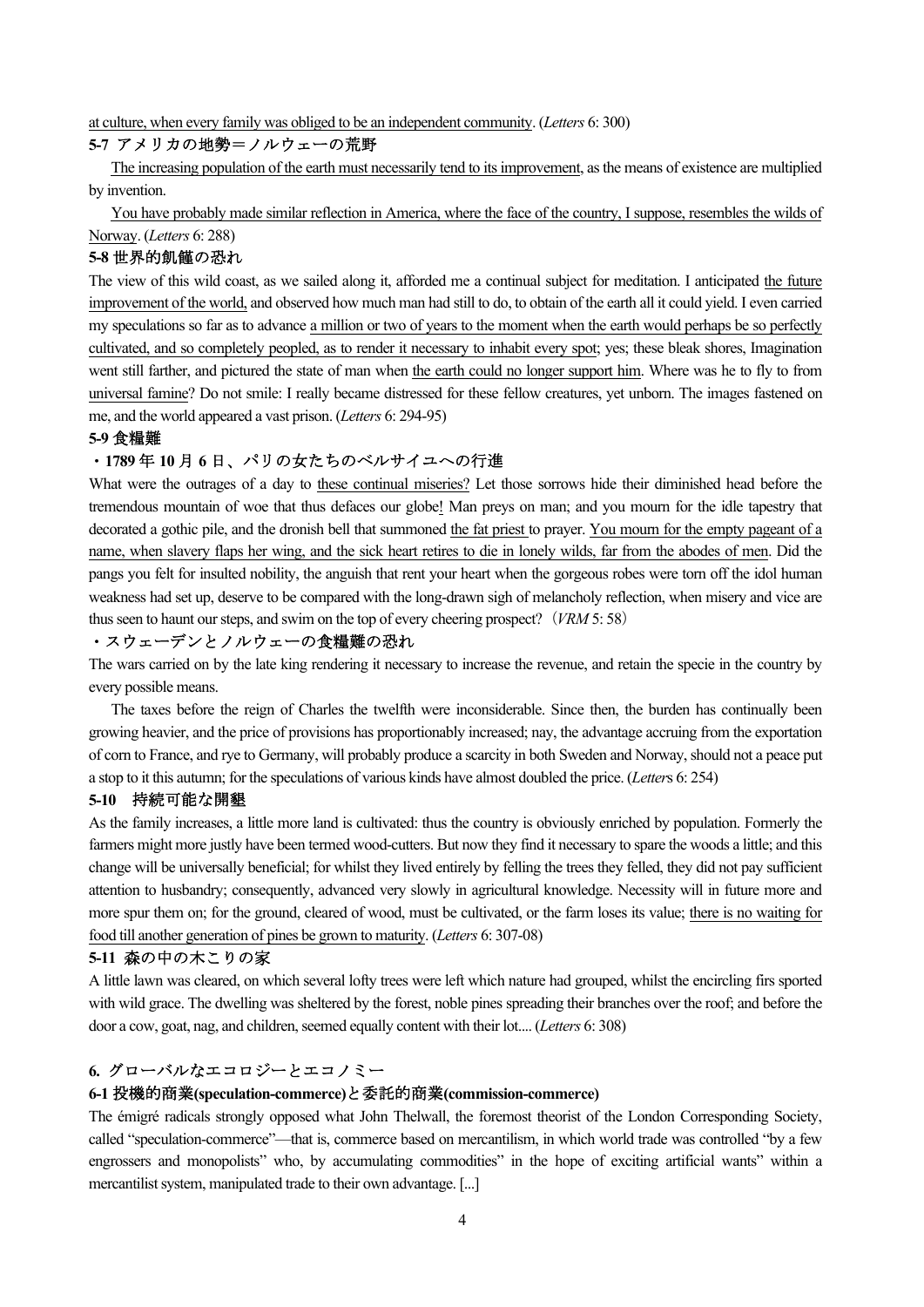at culture, when every family was obliged to be an independent community. (*Letters* 6: 300)

### 5-7 アメリカの地勢＝ノルウェーの荒野

The increasing population of the earth must necessarily tend to its improvement, as the means of existence are multiplied by invention.

You have probably made similar reflection in America, where the face of the country, I suppose, resembles the wilds of Norway. (*Letters* 6: 288)

### 5-8 世界的飢饉の恐れ

The view of this wild coast, as we sailed along it, afforded me a continual subject for meditation. I anticipated the future improvement of the world, and observed how much man had still to do, to obtain of the earth all it could yield. I even carried my speculations so far as to advance a million or two of years to the moment when the earth would perhaps be so perfectly cultivated, and so completely peopled, as to render it necessary to inhabit every spot; yes; these bleak shores, Imagination went still farther, and pictured the state of man when the earth could no longer support him. Where was he to fly to from universal famine? Do not smile: I really became distressed for these fellow creatures, yet unborn. The images fastened on me, and the world appeared a vast prison. (*Letters* 6: 294-95)

### 5-9 食糧難

**・1789 年 10 月 6 日、パリの女たちのベルサイユへの行進**

What were the outrages of a day to these continual miseries? Let those sorrows hide their diminished head before the tremendous mountain of woe that thus defaces our globe! Man preys on man; and you mourn for the idle tapestry that decorated a gothic pile, and the dronish bell that summoned the fat priest to prayer. You mourn for the empty pageant of a name, when slavery flaps her wing, and the sick heart retires to die in lonely wilds, far from the abodes of men. Did the pangs you felt for insulted nobility, the anguish that rent your heart when the gorgeous robes were torn off the idol human weakness had set up, deserve to be compared with the long-drawn sigh of melancholy reflection, when misery and vice are thus seen to haunt our steps, and swim on the top of every cheering prospect?（*VRM* 5: 58）

**・スウェーデンとノルウェーの食糧難の恐れ**

The wars carried on by the late king rendering it necessary to increase the revenue, and retain the specie in the country by every possible means.

The taxes before the reign of Charles the twelfth were inconsiderable. Since then, the burden has continually been growing heavier, and the price of provisions has proportionably increased; nay, the advantage accruing from the exportation of corn to France, and rye to Germany, will probably produce a scarcity in both Sweden and Norway, should not a peace put a stop to it this autumn; for the speculations of various kinds have almost doubled the price. (*Letters* 6: 254)

### 5-10 持続可能な開墾

As the family increases, a little more land is cultivated: thus the country is obviously enriched by population. Formerly the farmers might more justly have been termed wood-cutters. But now they find it necessary to spare the woods a little; and this change will be universally beneficial; for whilst they lived entirely by felling the trees they felled, they did not pay sufficient attention to husbandry; consequently, advanced very slowly in agricultural knowledge. Necessity will in future more and more spur them on; for the ground, cleared of wood, must be cultivated, or the farm loses its value; there is no waiting for food till another generation of pines be grown to maturity. (*Letters* 6: 307-08)

### 5-11 森の中の木こりの家

A little lawn was cleared, on which several lofty trees were left which nature had grouped, whilst the encircling firs sported with wild grace. The dwelling was sheltered by the forest, noble pines spreading their branches over the roof; and before the door a cow, goat, nag, and children, seemed equally content with their lot.... (*Letters* 6: 308)

## 6. グローバルなエコロジーとエコノミー

### 6-1 投機的商業(speculation-commerce)と委託的商業(commission-commerce)

The émigré radicals strongly opposed what John Thelwall, the foremost theorist of the London Corresponding Society, called "speculation-commerce"—that is, commerce based on mercantilism, in which world trade was controlled "by a few engrossers and monopolists" who, by accumulating commodities" in the hope of exciting artificial wants" within a mercantilist system, manipulated trade to their own advantage. [...]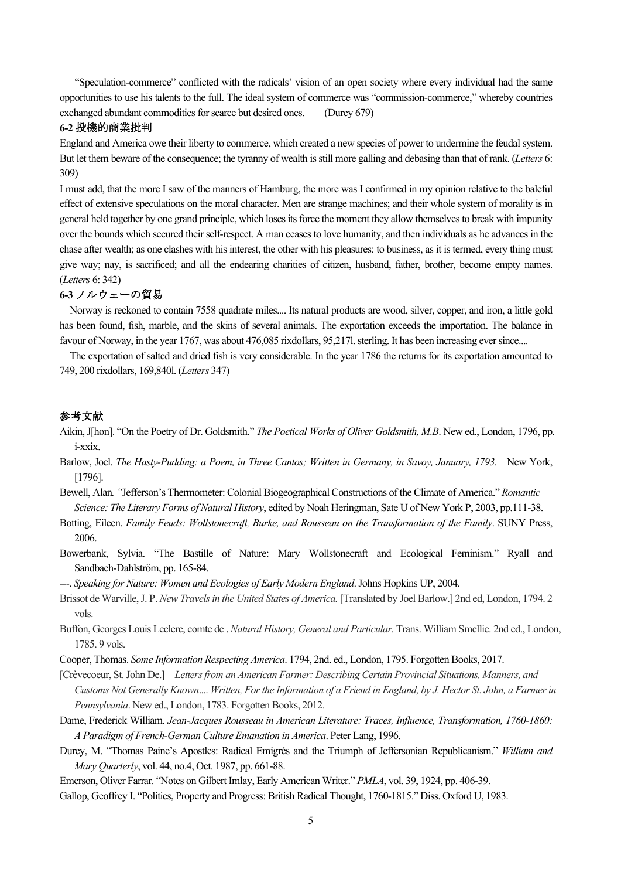"Speculation-commerce" conflicted with the radicals' vision of an open society where every individual had the same opportunities to use his talents to the full. The ideal system of commerce was "commission-commerce," whereby countries exchanged abundant commodities for scarce but desired ones. (Durey 679)

### 6-2 投機的商業批判

England and America owe their liberty to commerce, which created a new species of power to undermine the feudal system. But let them beware of the consequence; the tyranny of wealth is still more galling and debasing than that of rank. (*Letters* 6: 309)

I must add, that the more I saw of the manners of Hamburg, the more was I confirmed in my opinion relative to the baleful effect of extensive speculations on the moral character. Men are strange machines; and their whole system of morality is in general held together by one grand principle, which loses its force the moment they allow themselves to break with impunity over the bounds which secured their self-respect. A man ceases to love humanity, and then individuals as he advances in the chase after wealth; as one clashes with his interest, the other with his pleasures: to business, as it is termed, every thing must give way; nay, is sacrificed; and all the endearing charities of citizen, husband, father, brother, become empty names. (*Letters* 6: 342)

### 6-3 ノルウェーの貿易

Norway is reckoned to contain 7558 quadrate miles.... Its natural products are wood, silver, copper, and iron, a little gold has been found, fish, marble, and the skins of several animals. The exportation exceeds the importation. The balance in favour of Norway, in the year 1767, was about 476,085 rixdollars, 95,217l. sterling. It has been increasing ever since....

The exportation of salted and dried fish is very considerable. In the year 1786 the returns for its exportation amounted to 749, 200 rixdollars, 169,840l. (*Letters* 347)

## 参考文献

Aikin, J[hon]. "On the Poetry of Dr. Goldsmith." *The Poetical Works of Oliver Goldsmith, M.B*. New ed., London, 1796, pp. i-xxix.

Barlow, Joel. *The Hasty-Pudding: a Poem, in Three Cantos; Written in Germany, in Savoy, January, 1793.* New York, [1796].

Bewell, Alan. "Jefferson's Thermometer: Colonial Biogeographical Constructions of the Climate of America." *Romantic Science: The Literary Forms of Natural History*, edited by Noah Heringman, Sate U of New York P, 2003, pp.111-38.

Botting, Eileen. *Family Feuds: Wollstonecraft, Burke, and Rousseau on the Transformation of the Family*. SUNY Press, 2006.

Bowerbank, Sylvia. "The Bastille of Nature: Mary Wollstonecraft and Ecological Feminism." Ryall and Sandbach-Dahlström, pp. 165-84.

---. *Speaking for Nature: Women and Ecologies of Early Modern England*. Johns Hopkins UP, 2004.

Brissot de Warville, J. P. *New Travels in the United States of America.* [Translated by Joel Barlow.] 2nd ed, London, 1794. 2 vols.

Buffon, Georges Louis Leclerc, comte de . *Natural History, General and Particular.* Trans. William Smellie. 2nd ed., London, 1785. 9 vols.

Cooper, Thomas. *Some Information Respecting America*. 1794, 2nd. ed., London, 1795. Forgotten Books, 2017.

[Crèvecoeur, St. John De.] *Letters from an American Farmer: Describing Certain Provincial Situations, Manners, and Customs Not Generally Known.... Written, For the Information of a Friend in England, by J. Hector St. John, a Farmer in Pennsylvania*. New ed., London, 1783. Forgotten Books, 2012.

Dame, Frederick William. *Jean-Jacques Rousseau in American Literature: Traces, Influence, Transformation, 1760-1860: A Paradigm of French-German Culture Emanation in America*. Peter Lang, 1996.

Durey, M. "Thomas Paine's Apostles: Radical Emigrés and the Triumph of Jeffersonian Republicanism." *William and Mary Quarterly*, vol. 44, no.4, Oct. 1987, pp. 661-88.

Emerson, Oliver Farrar. "Notes on Gilbert Imlay, Early American Writer." *PMLA*, vol. 39, 1924, pp. 406-39.

Gallop, Geoffrey I. "Politics, Property and Progress: British Radical Thought, 1760-1815." Diss. Oxford U, 1983.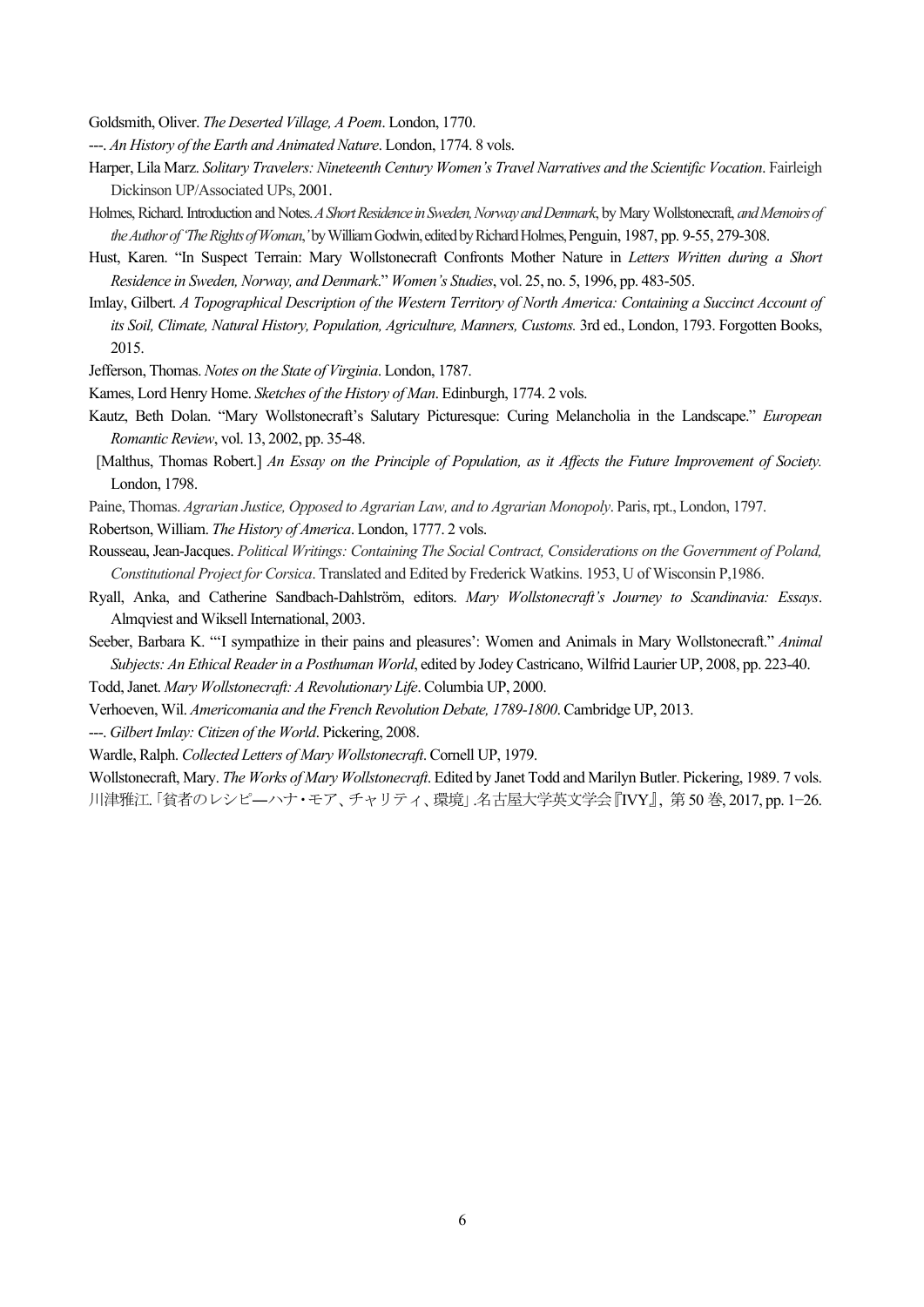Goldsmith, Oliver. *The Deserted Village, A Poem*. London, 1770.

---. *An History of the Earth and Animated Nature*. London, 1774. 8 vols.

Harper, Lila Marz. *Solitary Travelers: Nineteenth Century Women's Travel Narratives and the Scientific Vocation*. Fairleigh Dickinson UP/Associated UPs, 2001.

Holmes, Richard. Introduction and Notes. *A Short Residence in Sweden, Norway and Denmark*, by Mary Wollstonecraft, *and Memoirs of the Author of 'The Rights of Woman*,*'* by William Godwin, edited by Richard Holmes, Penguin, 1987, pp. 9-55, 279-308.

Hust, Karen. "In Suspect Terrain: Mary Wollstonecraft Confronts Mother Nature in *Letters Written during a Short Residence in Sweden, Norway, and Denmark*." *Women's Studies*, vol. 25, no. 5, 1996, pp. 483-505.

Imlay, Gilbert. *A Topographical Description of the Western Territory of North America: Containing a Succinct Account of its Soil, Climate, Natural History, Population, Agriculture, Manners, Customs.* 3rd ed., London, 1793. Forgotten Books, 2015.

Jefferson, Thomas. *Notes on the State of Virginia*. London, 1787.

Kames, Lord Henry Home. *Sketches of the History of Man*. Edinburgh, 1774. 2 vols.

Kautz, Beth Dolan. "Mary Wollstonecraft's Salutary Picturesque: Curing Melancholia in the Landscape." *European Romantic Review*, vol. 13, 2002, pp. 35-48.

[Malthus, Thomas Robert.] *An Essay on the Principle of Population, as it Affects the Future Improvement of Society.* London, 1798.

Paine, Thomas. *Agrarian Justice, Opposed to Agrarian Law, and to Agrarian Monopoly*. Paris, rpt., London, 1797.

Robertson, William. *The History of America*. London, 1777. 2 vols.

Rousseau, Jean-Jacques. *Political Writings: Containing The Social Contract, Considerations on the Government of Poland, Constitutional Project for Corsica*. Translated and Edited by Frederick Watkins. 1953, U of Wisconsin P,1986.

Ryall, Anka, and Catherine Sandbach-Dahlström, editors. *Mary Wollstonecraft's Journey to Scandinavia: Essays*. Almqviest and Wiksell International, 2003.

Seeber, Barbara K. "'I sympathize in their pains and pleasures': Women and Animals in Mary Wollstonecraft." *Animal Subjects: An Ethical Reader in a Posthuman World*, edited by Jodey Castricano, Wilfrid Laurier UP, 2008, pp. 223-40.

Todd, Janet. *Mary Wollstonecraft: A Revolutionary Life*. Columbia UP, 2000.

Verhoeven, Wil. *Americomania and the French Revolution Debate, 1789-1800*. Cambridge UP, 2013.

---. *Gilbert Imlay: Citizen of the World*. Pickering, 2008.

Wardle, Ralph. *Collected Letters of Mary Wollstonecraft*. Cornell UP, 1979.

Wollstonecraft, Mary. *The Works of Mary Wollstonecraft*. Edited by Janet Todd and Marilyn Butler. Pickering, 1989. 7 vols.

川津雅江.「貧者のレシピ―ハナ・モア、チャリティ、環境」.名古屋大学英文学会『IVY』, 第 50 巻, 2017, pp. 1−26.